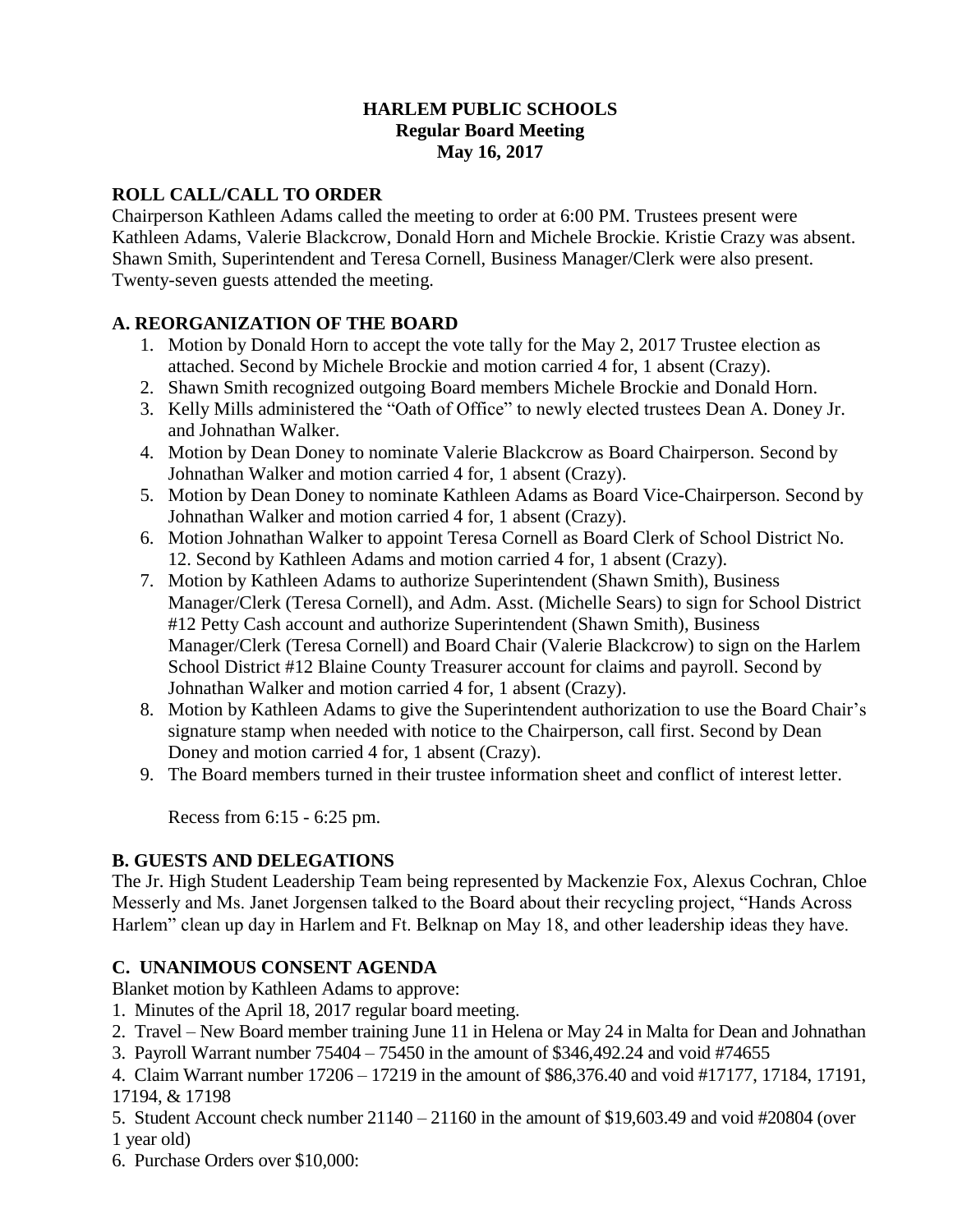# HARLEM PUBLIC SCHOOLS
## Regular Board Meeting
## May 16, 2017

### ROLL CALL/CALL TO ORDER

Chairperson Kathleen Adams called the meeting to order at 6:00 PM. Trustees present were Kathleen Adams, Valerie Blackcrow, Donald Horn and Michele Brockie. Kristie Crazy was absent. Shawn Smith, Superintendent and Teresa Cornell, Business Manager/Clerk were also present. Twenty-seven guests attended the meeting.

### A. REORGANIZATION OF THE BOARD

1. Motion by Donald Horn to accept the vote tally for the May 2, 2017 Trustee election as attached. Second by Michele Brockie and motion carried 4 for, 1 absent (Crazy).
2. Shawn Smith recognized outgoing Board members Michele Brockie and Donald Horn.
3. Kelly Mills administered the "Oath of Office" to newly elected trustees Dean A. Doney Jr. and Johnathan Walker.
4. Motion by Dean Doney to nominate Valerie Blackcrow as Board Chairperson. Second by Johnathan Walker and motion carried 4 for, 1 absent (Crazy).
5. Motion by Dean Doney to nominate Kathleen Adams as Board Vice-Chairperson. Second by Johnathan Walker and motion carried 4 for, 1 absent (Crazy).
6. Motion Johnathan Walker to appoint Teresa Cornell as Board Clerk of School District No. 12. Second by Kathleen Adams and motion carried 4 for, 1 absent (Crazy).
7. Motion by Kathleen Adams to authorize Superintendent (Shawn Smith), Business Manager/Clerk (Teresa Cornell), and Adm. Asst. (Michelle Sears) to sign for School District #12 Petty Cash account and authorize Superintendent (Shawn Smith), Business Manager/Clerk (Teresa Cornell) and Board Chair (Valerie Blackcrow) to sign on the Harlem School District #12 Blaine County Treasurer account for claims and payroll. Second by Johnathan Walker and motion carried 4 for, 1 absent (Crazy).
8. Motion by Kathleen Adams to give the Superintendent authorization to use the Board Chair's signature stamp when needed with notice to the Chairperson, call first. Second by Dean Doney and motion carried 4 for, 1 absent (Crazy).
9. The Board members turned in their trustee information sheet and conflict of interest letter.

   Recess from 6:15 - 6:25 pm.

### B. GUESTS AND DELEGATIONS

The Jr. High Student Leadership Team being represented by Mackenzie Fox, Alexus Cochran, Chloe Messerly and Ms. Janet Jorgensen talked to the Board about their recycling project, "Hands Across Harlem" clean up day in Harlem and Ft. Belknap on May 18, and other leadership ideas they have.

### C. UNANIMOUS CONSENT AGENDA

Blanket motion by Kathleen Adams to approve:

1. Minutes of the April 18, 2017 regular board meeting.
2. Travel – New Board member training June 11 in Helena or May 24 in Malta for Dean and Johnathan
3. Payroll Warrant number 75404 – 75450 in the amount of $346,492.24 and void #74655
4. Claim Warrant number 17206 – 17219 in the amount of $86,376.40 and void #17177, 17184, 17191, 17194, & 17198
5. Student Account check number 21140 – 21160 in the amount of $19,603.49 and void #20804 (over 1 year old)
6. Purchase Orders over $10,000: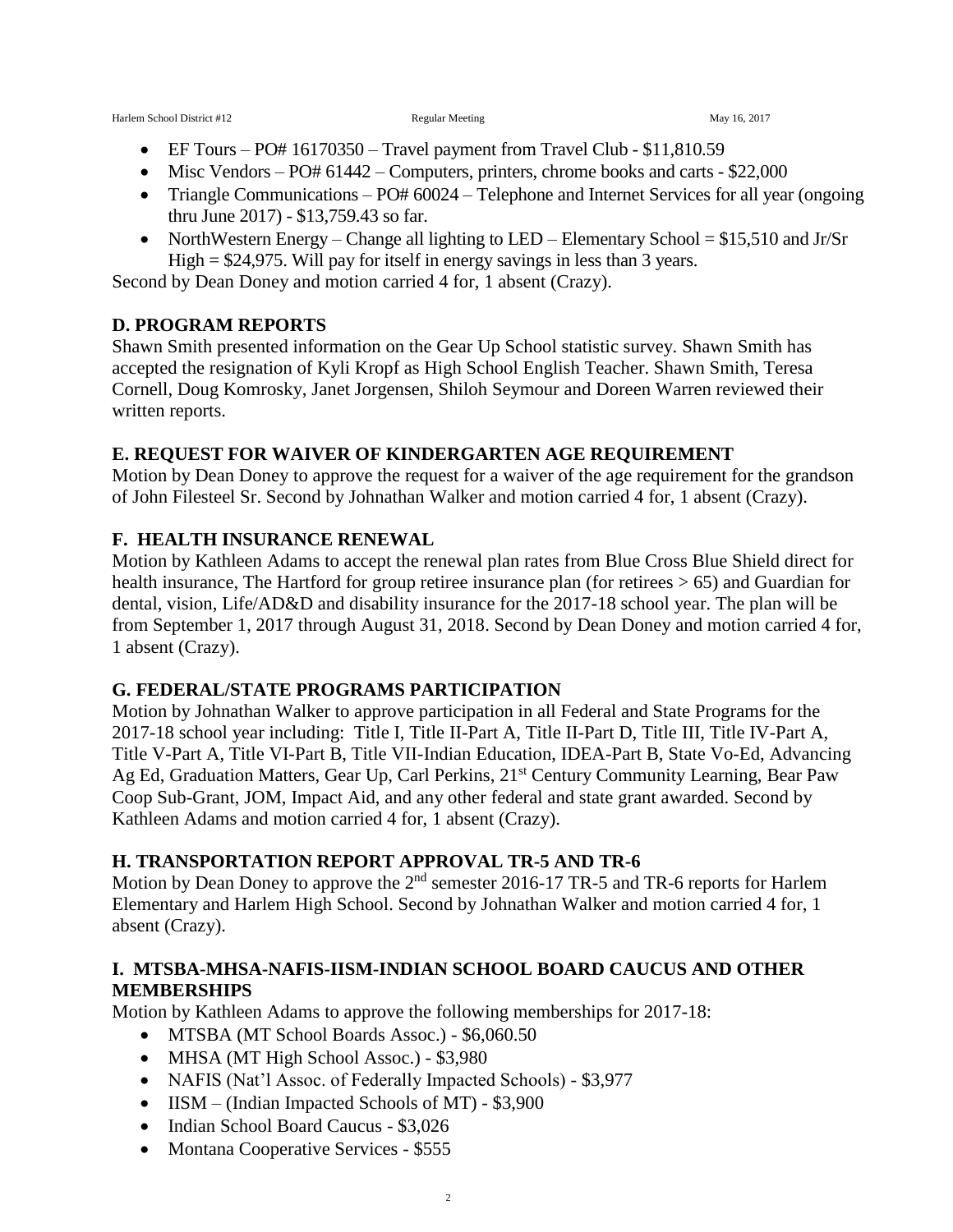- EF Tours – PO# 16170350 – Travel payment from Travel Club - $11,810.59
- Misc Vendors – PO# 61442 – Computers, printers, chrome books and carts - $22,000
- Triangle Communications – PO# 60024 – Telephone and Internet Services for all year (ongoing thru June 2017) - $13,759.43 so far.
- NorthWestern Energy – Change all lighting to LED – Elementary School = $15,510 and Jr/Sr High = $24,975. Will pay for itself in energy savings in less than 3 years.

Second by Dean Doney and motion carried 4 for, 1 absent (Crazy).

## D. PROGRAM REPORTS

Shawn Smith presented information on the Gear Up School statistic survey. Shawn Smith has accepted the resignation of Kyli Kropf as High School English Teacher. Shawn Smith, Teresa Cornell, Doug Komrosky, Janet Jorgensen, Shiloh Seymour and Doreen Warren reviewed their written reports.

## E. REQUEST FOR WAIVER OF KINDERGARTEN AGE REQUIREMENT

Motion by Dean Doney to approve the request for a waiver of the age requirement for the grandson of John Filesteel Sr. Second by Johnathan Walker and motion carried 4 for, 1 absent (Crazy).

## F. HEALTH INSURANCE RENEWAL

Motion by Kathleen Adams to accept the renewal plan rates from Blue Cross Blue Shield direct for health insurance, The Hartford for group retiree insurance plan (for retirees > 65) and Guardian for dental, vision, Life/AD&D and disability insurance for the 2017-18 school year. The plan will be from September 1, 2017 through August 31, 2018. Second by Dean Doney and motion carried 4 for, 1 absent (Crazy).

## G. FEDERAL/STATE PROGRAMS PARTICIPATION

Motion by Johnathan Walker to approve participation in all Federal and State Programs for the 2017-18 school year including: Title I, Title II-Part A, Title II-Part D, Title III, Title IV-Part A, Title V-Part A, Title VI-Part B, Title VII-Indian Education, IDEA-Part B, State Vo-Ed, Advancing Ag Ed, Graduation Matters, Gear Up, Carl Perkins, 21st Century Community Learning, Bear Paw Coop Sub-Grant, JOM, Impact Aid, and any other federal and state grant awarded. Second by Kathleen Adams and motion carried 4 for, 1 absent (Crazy).

## H. TRANSPORTATION REPORT APPROVAL TR-5 AND TR-6

Motion by Dean Doney to approve the 2nd semester 2016-17 TR-5 and TR-6 reports for Harlem Elementary and Harlem High School. Second by Johnathan Walker and motion carried 4 for, 1 absent (Crazy).

## I. MTSBA-MHSA-NAFIS-IISM-INDIAN SCHOOL BOARD CAUCUS AND OTHER MEMBERSHIPS

Motion by Kathleen Adams to approve the following memberships for 2017-18:

- MTSBA (MT School Boards Assoc.) - $6,060.50
- MHSA (MT High School Assoc.) - $3,980
- NAFIS (Nat'l Assoc. of Federally Impacted Schools) - $3,977
- IISM – (Indian Impacted Schools of MT) - $3,900
- Indian School Board Caucus - $3,026
- Montana Cooperative Services - $555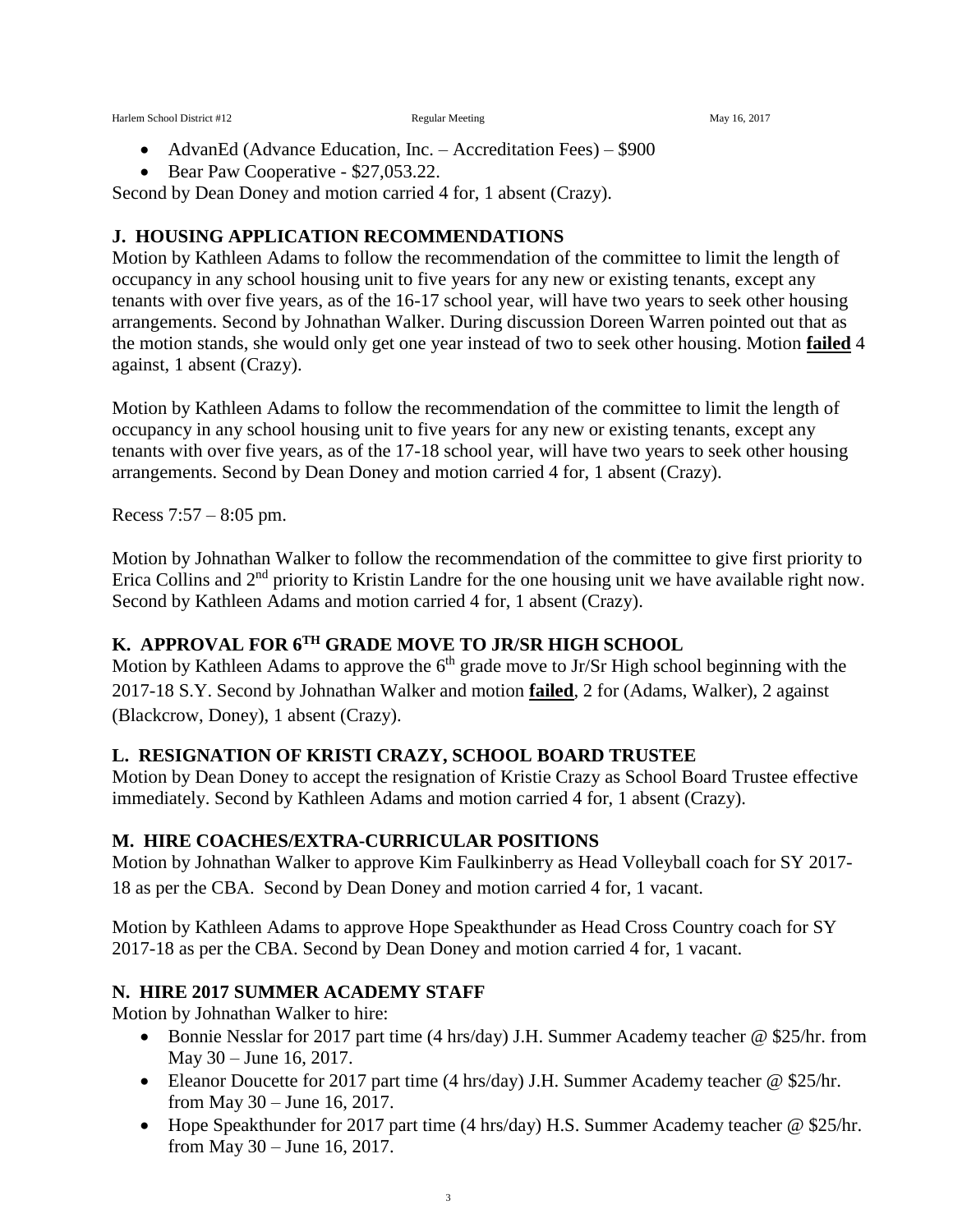- AdvanEd (Advance Education, Inc. – Accreditation Fees) – $900
- Bear Paw Cooperative - $27,053.22.

Second by Dean Doney and motion carried 4 for, 1 absent (Crazy).

## J. HOUSING APPLICATION RECOMMENDATIONS

Motion by Kathleen Adams to follow the recommendation of the committee to limit the length of occupancy in any school housing unit to five years for any new or existing tenants, except any tenants with over five years, as of the 16-17 school year, will have two years to seek other housing arrangements. Second by Johnathan Walker. During discussion Doreen Warren pointed out that as the motion stands, she would only get one year instead of two to seek other housing. Motion **failed** 4 against, 1 absent (Crazy).

Motion by Kathleen Adams to follow the recommendation of the committee to limit the length of occupancy in any school housing unit to five years for any new or existing tenants, except any tenants with over five years, as of the 17-18 school year, will have two years to seek other housing arrangements. Second by Dean Doney and motion carried 4 for, 1 absent (Crazy).

Recess 7:57 – 8:05 pm.

Motion by Johnathan Walker to follow the recommendation of the committee to give first priority to Erica Collins and 2nd priority to Kristin Landre for the one housing unit we have available right now. Second by Kathleen Adams and motion carried 4 for, 1 absent (Crazy).

## K. APPROVAL FOR 6TH GRADE MOVE TO JR/SR HIGH SCHOOL

Motion by Kathleen Adams to approve the 6th grade move to Jr/Sr High school beginning with the 2017-18 S.Y. Second by Johnathan Walker and motion **failed**, 2 for (Adams, Walker), 2 against (Blackcrow, Doney), 1 absent (Crazy).

## L. RESIGNATION OF KRISTI CRAZY, SCHOOL BOARD TRUSTEE

Motion by Dean Doney to accept the resignation of Kristie Crazy as School Board Trustee effective immediately. Second by Kathleen Adams and motion carried 4 for, 1 absent (Crazy).

## M. HIRE COACHES/EXTRA-CURRICULAR POSITIONS

Motion by Johnathan Walker to approve Kim Faulkinberry as Head Volleyball coach for SY 2017-18 as per the CBA. Second by Dean Doney and motion carried 4 for, 1 vacant.

Motion by Kathleen Adams to approve Hope Speakthunder as Head Cross Country coach for SY 2017-18 as per the CBA. Second by Dean Doney and motion carried 4 for, 1 vacant.

## N. HIRE 2017 SUMMER ACADEMY STAFF

Motion by Johnathan Walker to hire:

- Bonnie Nesslar for 2017 part time (4 hrs/day) J.H. Summer Academy teacher @ $25/hr. from May 30 – June 16, 2017.
- Eleanor Doucette for 2017 part time (4 hrs/day) J.H. Summer Academy teacher @ $25/hr. from May 30 – June 16, 2017.
- Hope Speakthunder for 2017 part time (4 hrs/day) H.S. Summer Academy teacher @ $25/hr. from May 30 – June 16, 2017.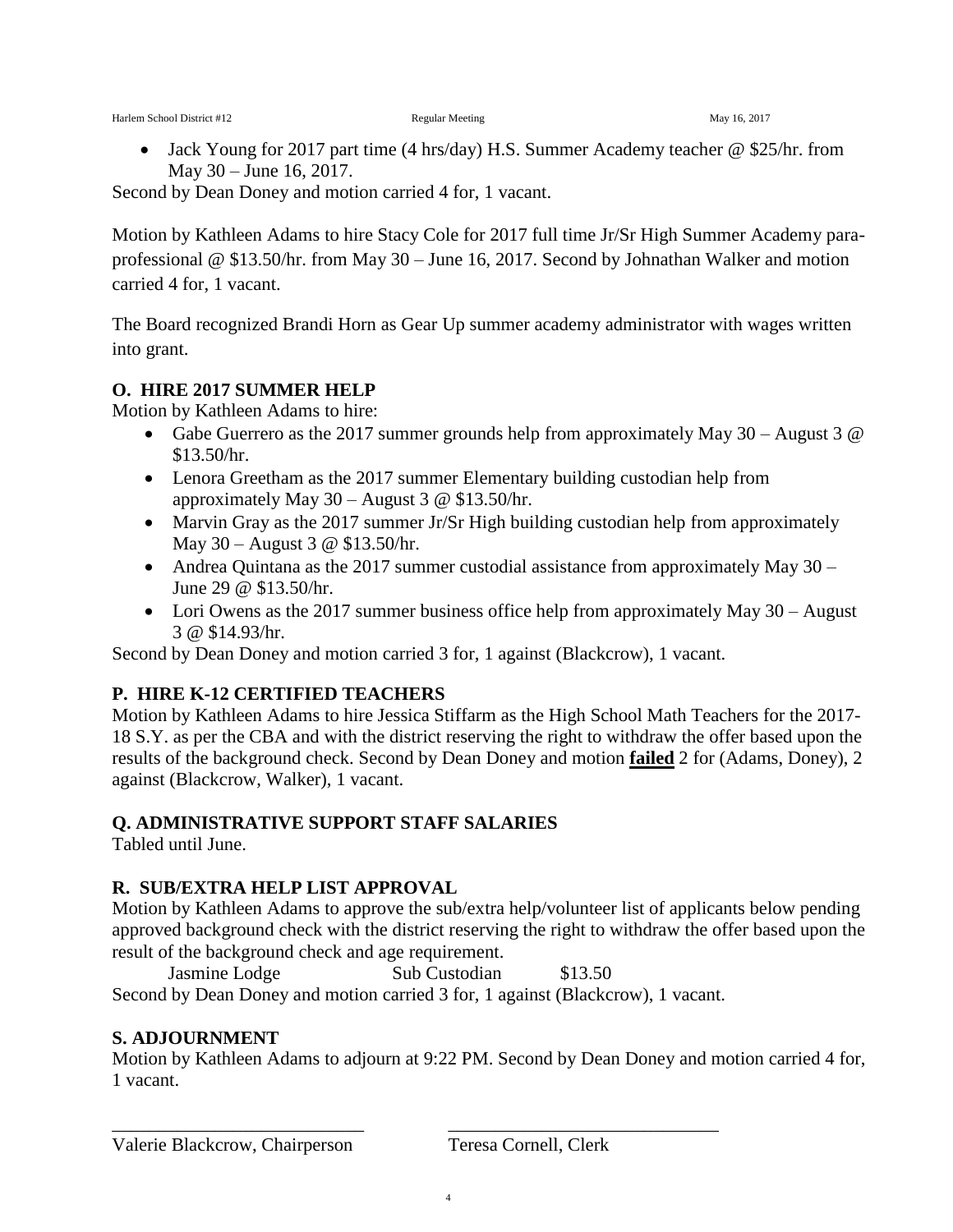- Jack Young for 2017 part time (4 hrs/day) H.S. Summer Academy teacher @ $25/hr. from May 30 – June 16, 2017.

Second by Dean Doney and motion carried 4 for, 1 vacant.

Motion by Kathleen Adams to hire Stacy Cole for 2017 full time Jr/Sr High Summer Academy para-professional @ $13.50/hr. from May 30 – June 16, 2017. Second by Johnathan Walker and motion carried 4 for, 1 vacant.

The Board recognized Brandi Horn as Gear Up summer academy administrator with wages written into grant.

## O. HIRE 2017 SUMMER HELP

Motion by Kathleen Adams to hire:

- Gabe Guerrero as the 2017 summer grounds help from approximately May 30 – August 3 @ $13.50/hr.
- Lenora Greetham as the 2017 summer Elementary building custodian help from approximately May 30 – August 3 @ $13.50/hr.
- Marvin Gray as the 2017 summer Jr/Sr High building custodian help from approximately May 30 – August 3 @ $13.50/hr.
- Andrea Quintana as the 2017 summer custodial assistance from approximately May 30 – June 29 @ $13.50/hr.
- Lori Owens as the 2017 summer business office help from approximately May 30 – August 3 @ $14.93/hr.

Second by Dean Doney and motion carried 3 for, 1 against (Blackcrow), 1 vacant.

## P. HIRE K-12 CERTIFIED TEACHERS

Motion by Kathleen Adams to hire Jessica Stiffarm as the High School Math Teachers for the 2017-18 S.Y. as per the CBA and with the district reserving the right to withdraw the offer based upon the results of the background check. Second by Dean Doney and motion **<u>failed</u>** 2 for (Adams, Doney), 2 against (Blackcrow, Walker), 1 vacant.

## Q. ADMINISTRATIVE SUPPORT STAFF SALARIES

Tabled until June.

## R. SUB/EXTRA HELP LIST APPROVAL

Motion by Kathleen Adams to approve the sub/extra help/volunteer list of applicants below pending approved background check with the district reserving the right to withdraw the offer based upon the result of the background check and age requirement.

| | | |
|---|---|---|
| Jasmine Lodge | Sub Custodian | $13.50 |

Second by Dean Doney and motion carried 3 for, 1 against (Blackcrow), 1 vacant.

## S. ADJOURNMENT

Motion by Kathleen Adams to adjourn at 9:22 PM. Second by Dean Doney and motion carried 4 for, 1 vacant.

\_\_\_\_\_\_\_\_\_\_\_\_\_\_\_\_\_\_\_\_\_\_\_\_\_\_\_\_ \_\_\_\_\_\_\_\_\_\_\_\_\_\_\_\_\_\_\_\_\_\_\_\_\_\_\_\_

Valerie Blackcrow, Chairperson Teresa Cornell, Clerk